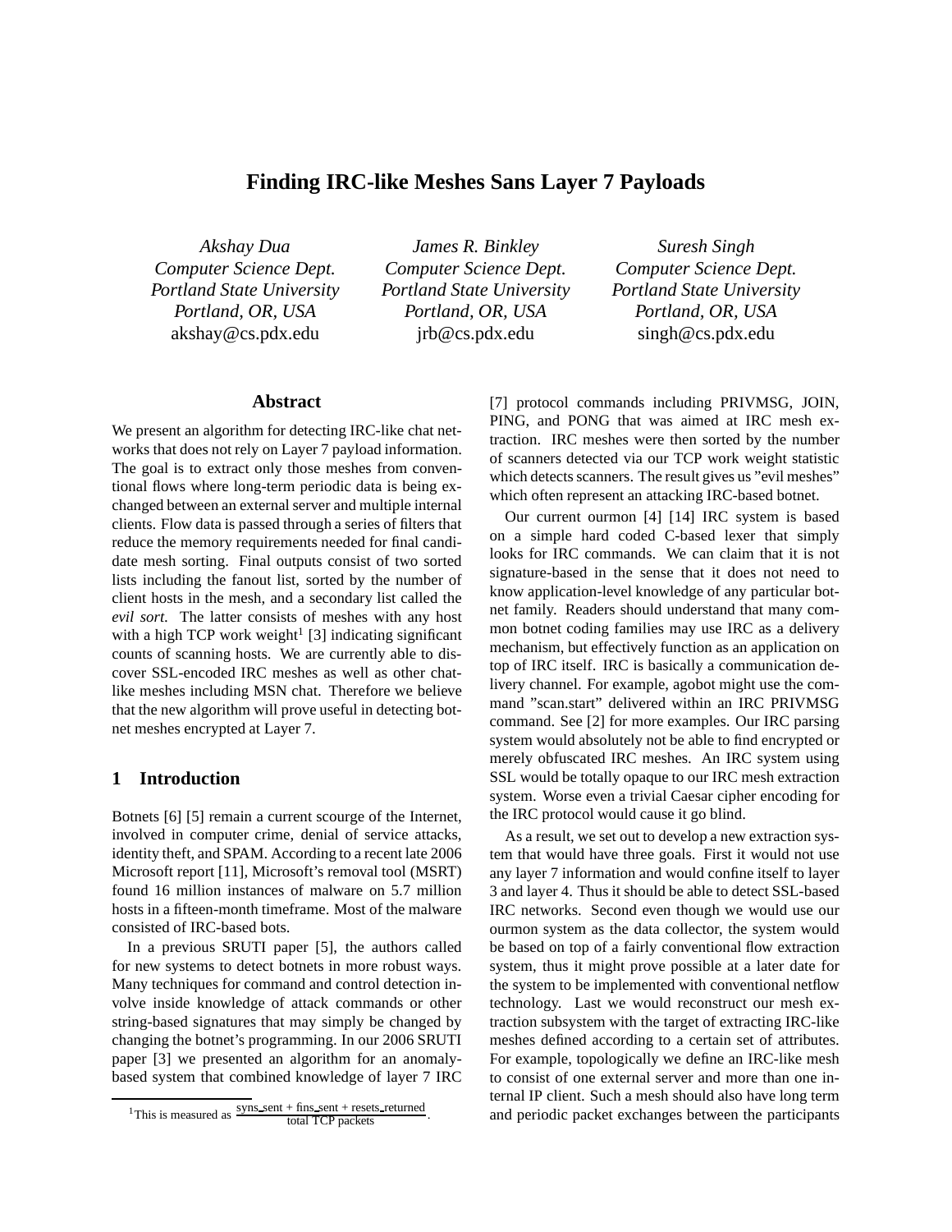# Finding IRC-like Meshes Sans Layer 7 Payloads

*Akshay Dua*
*Computer Science Dept.*
*Portland State University*
*Portland, OR, USA*
akshay@cs.pdx.edu

*James R. Binkley*
*Computer Science Dept.*
*Portland State University*
*Portland, OR, USA*
jrb@cs.pdx.edu

*Suresh Singh*
*Computer Science Dept.*
*Portland State University*
*Portland, OR, USA*
singh@cs.pdx.edu

## Abstract

We present an algorithm for detecting IRC-like chat networks that does not rely on Layer 7 payload information. The goal is to extract only those meshes from conventional flows where long-term periodic data is being exchanged between an external server and multiple internal clients. Flow data is passed through a series of filters that reduce the memory requirements needed for final candidate mesh sorting. Final outputs consist of two sorted lists including the fanout list, sorted by the number of client hosts in the mesh, and a secondary list called the *evil sort.* The latter consists of meshes with any host with a high TCP work weight[1] [3] indicating significant counts of scanning hosts. We are currently able to discover SSL-encoded IRC meshes as well as other chat-like meshes including MSN chat. Therefore we believe that the new algorithm will prove useful in detecting botnet meshes encrypted at Layer 7.

## 1 Introduction

Botnets [6] [5] remain a current scourge of the Internet, involved in computer crime, denial of service attacks, identity theft, and SPAM. According to a recent late 2006 Microsoft report [11], Microsoft's removal tool (MSRT) found 16 million instances of malware on 5.7 million hosts in a fifteen-month timeframe. Most of the malware consisted of IRC-based bots.

In a previous SRUTI paper [5], the authors called for new systems to detect botnets in more robust ways. Many techniques for command and control detection involve inside knowledge of attack commands or other string-based signatures that may simply be changed by changing the botnet's programming. In our 2006 SRUTI paper [3] we presented an algorithm for an anomaly-based system that combined knowledge of layer 7 IRC [7] protocol commands including PRIVMSG, JOIN, PING, and PONG that was aimed at IRC mesh extraction. IRC meshes were then sorted by the number of scanners detected via our TCP work weight statistic which detects scanners. The result gives us "evil meshes" which often represent an attacking IRC-based botnet.

Our current ourmon [4] [14] IRC system is based on a simple hard coded C-based lexer that simply looks for IRC commands. We can claim that it is not signature-based in the sense that it does not need to know application-level knowledge of any particular botnet family. Readers should understand that many common botnet coding families may use IRC as a delivery mechanism, but effectively function as an application on top of IRC itself. IRC is basically a communication delivery channel. For example, agobot might use the command "scan.start" delivered within an IRC PRIVMSG command. See [2] for more examples. Our IRC parsing system would absolutely not be able to find encrypted or merely obfuscated IRC meshes. An IRC system using SSL would be totally opaque to our IRC mesh extraction system. Worse even a trivial Caesar cipher encoding for the IRC protocol would cause it go blind.

As a result, we set out to develop a new extraction system that would have three goals. First it would not use any layer 7 information and would confine itself to layer 3 and layer 4. Thus it should be able to detect SSL-based IRC networks. Second even though we would use our ourmon system as the data collector, the system would be based on top of a fairly conventional flow extraction system, thus it might prove possible at a later date for the system to be implemented with conventional netflow technology. Last we would reconstruct our mesh extraction subsystem with the target of extracting IRC-like meshes defined according to a certain set of attributes. For example, topologically we define an IRC-like mesh to consist of one external server and more than one internal IP client. Such a mesh should also have long term and periodic packet exchanges between the participants

[1] This is measured as $\frac{\text{syns\_sent + fins\_sent + resets\_returned}}{\text{total TCP packets}}$.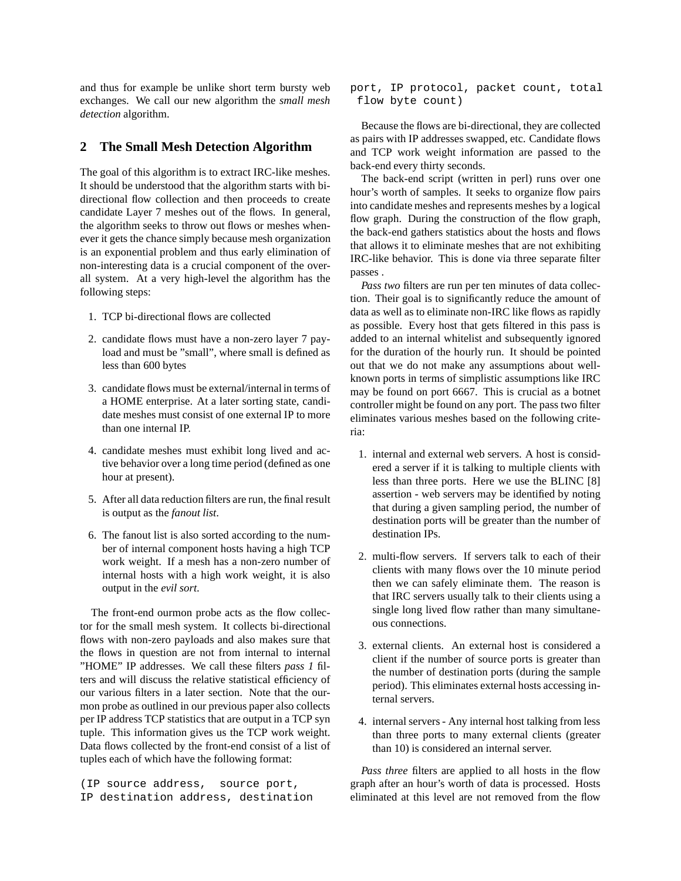and thus for example be unlike short term bursty web exchanges. We call our new algorithm the *small mesh detection* algorithm.

## 2 The Small Mesh Detection Algorithm

The goal of this algorithm is to extract IRC-like meshes. It should be understood that the algorithm starts with bi-directional flow collection and then proceeds to create candidate Layer 7 meshes out of the flows. In general, the algorithm seeks to throw out flows or meshes whenever it gets the chance simply because mesh organization is an exponential problem and thus early elimination of non-interesting data is a crucial component of the overall system. At a very high-level the algorithm has the following steps:

1. TCP bi-directional flows are collected
2. candidate flows must have a non-zero layer 7 payload and must be "small", where small is defined as less than 600 bytes
3. candidate flows must be external/internal in terms of a HOME enterprise. At a later sorting state, candidate meshes must consist of one external IP to more than one internal IP.
4. candidate meshes must exhibit long lived and active behavior over a long time period (defined as one hour at present).
5. After all data reduction filters are run, the final result is output as the *fanout list*.
6. The fanout list is also sorted according to the number of internal component hosts having a high TCP work weight. If a mesh has a non-zero number of internal hosts with a high work weight, it is also output in the *evil sort.*

The front-end ourmon probe acts as the flow collector for the small mesh system. It collects bi-directional flows with non-zero payloads and also makes sure that the flows in question are not from internal to internal "HOME" IP addresses. We call these filters *pass 1* filters and will discuss the relative statistical efficiency of our various filters in a later section. Note that the ourmon probe as outlined in our previous paper also collects per IP address TCP statistics that are output in a TCP syn tuple. This information gives us the TCP work weight. Data flows collected by the front-end consist of a list of tuples each of which have the following format:

```
(IP source address,  source port,
IP destination address, destination
port, IP protocol, packet count, total
 flow byte count)
```

Because the flows are bi-directional, they are collected as pairs with IP addresses swapped, etc. Candidate flows and TCP work weight information are passed to the back-end every thirty seconds.

The back-end script (written in perl) runs over one hour's worth of samples. It seeks to organize flow pairs into candidate meshes and represents meshes by a logical flow graph. During the construction of the flow graph, the back-end gathers statistics about the hosts and flows that allows it to eliminate meshes that are not exhibiting IRC-like behavior. This is done via three separate filter passes .

*Pass two* filters are run per ten minutes of data collection. Their goal is to significantly reduce the amount of data as well as to eliminate non-IRC like flows as rapidly as possible. Every host that gets filtered in this pass is added to an internal whitelist and subsequently ignored for the duration of the hourly run. It should be pointed out that we do not make any assumptions about well-known ports in terms of simplistic assumptions like IRC may be found on port 6667. This is crucial as a botnet controller might be found on any port. The pass two filter eliminates various meshes based on the following criteria:

1. internal and external web servers. A host is considered a server if it is talking to multiple clients with less than three ports. Here we use the BLINC [8] assertion - web servers may be identified by noting that during a given sampling period, the number of destination ports will be greater than the number of destination IPs.
2. multi-flow servers. If servers talk to each of their clients with many flows over the 10 minute period then we can safely eliminate them. The reason is that IRC servers usually talk to their clients using a single long lived flow rather than many simultaneous connections.
3. external clients. An external host is considered a client if the number of source ports is greater than the number of destination ports (during the sample period). This eliminates external hosts accessing internal servers.
4. internal servers - Any internal host talking from less than three ports to many external clients (greater than 10) is considered an internal server.

*Pass three* filters are applied to all hosts in the flow graph after an hour's worth of data is processed. Hosts eliminated at this level are not removed from the flow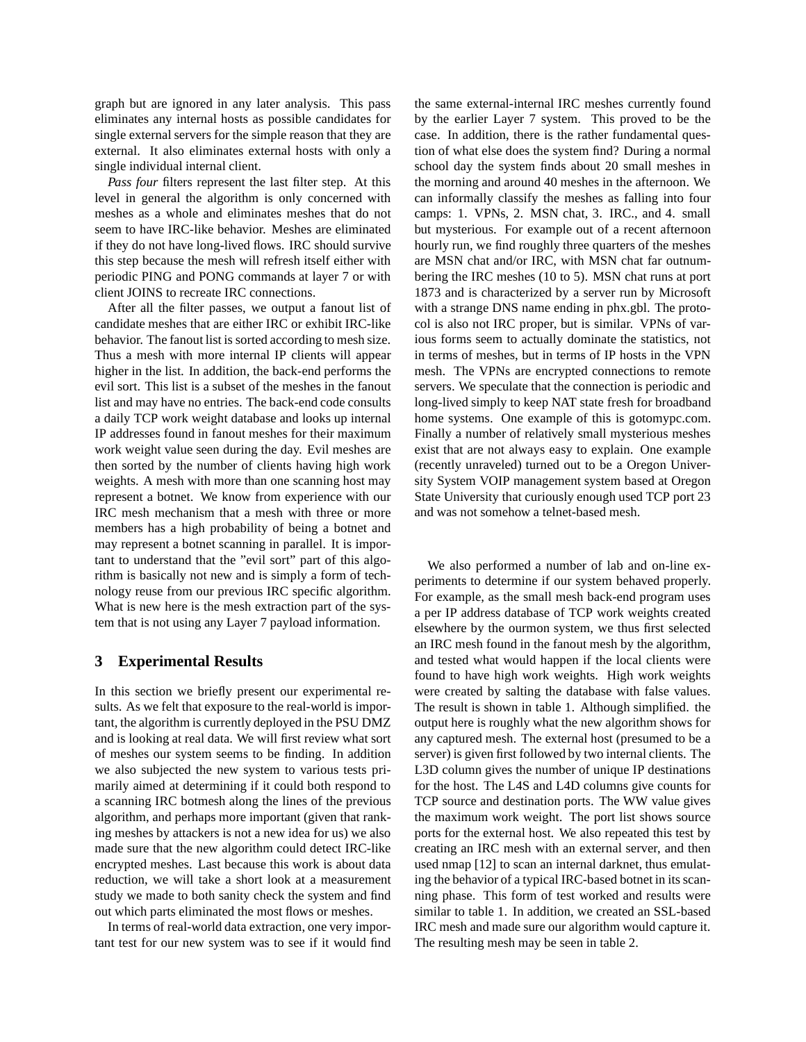graph but are ignored in any later analysis. This pass eliminates any internal hosts as possible candidates for single external servers for the simple reason that they are external. It also eliminates external hosts with only a single individual internal client.

*Pass four* filters represent the last filter step. At this level in general the algorithm is only concerned with meshes as a whole and eliminates meshes that do not seem to have IRC-like behavior. Meshes are eliminated if they do not have long-lived flows. IRC should survive this step because the mesh will refresh itself either with periodic PING and PONG commands at layer 7 or with client JOINS to recreate IRC connections.

After all the filter passes, we output a fanout list of candidate meshes that are either IRC or exhibit IRC-like behavior. The fanout list is sorted according to mesh size. Thus a mesh with more internal IP clients will appear higher in the list. In addition, the back-end performs the evil sort. This list is a subset of the meshes in the fanout list and may have no entries. The back-end code consults a daily TCP work weight database and looks up internal IP addresses found in fanout meshes for their maximum work weight value seen during the day. Evil meshes are then sorted by the number of clients having high work weights. A mesh with more than one scanning host may represent a botnet. We know from experience with our IRC mesh mechanism that a mesh with three or more members has a high probability of being a botnet and may represent a botnet scanning in parallel. It is important to understand that the "evil sort" part of this algorithm is basically not new and is simply a form of technology reuse from our previous IRC specific algorithm. What is new here is the mesh extraction part of the system that is not using any Layer 7 payload information.

## 3 Experimental Results

In this section we briefly present our experimental results. As we felt that exposure to the real-world is important, the algorithm is currently deployed in the PSU DMZ and is looking at real data. We will first review what sort of meshes our system seems to be finding. In addition we also subjected the new system to various tests primarily aimed at determining if it could both respond to a scanning IRC botmesh along the lines of the previous algorithm, and perhaps more important (given that ranking meshes by attackers is not a new idea for us) we also made sure that the new algorithm could detect IRC-like encrypted meshes. Last because this work is about data reduction, we will take a short look at a measurement study we made to both sanity check the system and find out which parts eliminated the most flows or meshes.

In terms of real-world data extraction, one very important test for our new system was to see if it would find the same external-internal IRC meshes currently found by the earlier Layer 7 system. This proved to be the case. In addition, there is the rather fundamental question of what else does the system find? During a normal school day the system finds about 20 small meshes in the morning and around 40 meshes in the afternoon. We can informally classify the meshes as falling into four camps: 1. VPNs, 2. MSN chat, 3. IRC., and 4. small but mysterious. For example out of a recent afternoon hourly run, we find roughly three quarters of the meshes are MSN chat and/or IRC, with MSN chat far outnumbering the IRC meshes (10 to 5). MSN chat runs at port 1873 and is characterized by a server run by Microsoft with a strange DNS name ending in phx.gbl. The protocol is also not IRC proper, but is similar. VPNs of various forms seem to actually dominate the statistics, not in terms of meshes, but in terms of IP hosts in the VPN mesh. The VPNs are encrypted connections to remote servers. We speculate that the connection is periodic and long-lived simply to keep NAT state fresh for broadband home systems. One example of this is gotomypc.com. Finally a number of relatively small mysterious meshes exist that are not always easy to explain. One example (recently unraveled) turned out to be a Oregon University System VOIP management system based at Oregon State University that curiously enough used TCP port 23 and was not somehow a telnet-based mesh.

We also performed a number of lab and on-line experiments to determine if our system behaved properly. For example, as the small mesh back-end program uses a per IP address database of TCP work weights created elsewhere by the ourmon system, we thus first selected an IRC mesh found in the fanout mesh by the algorithm, and tested what would happen if the local clients were found to have high work weights. High work weights were created by salting the database with false values. The result is shown in table 1. Although simplified. the output here is roughly what the new algorithm shows for any captured mesh. The external host (presumed to be a server) is given first followed by two internal clients. The L3D column gives the number of unique IP destinations for the host. The L4S and L4D columns give counts for TCP source and destination ports. The WW value gives the maximum work weight. The port list shows source ports for the external host. We also repeated this test by creating an IRC mesh with an external server, and then used nmap [12] to scan an internal darknet, thus emulating the behavior of a typical IRC-based botnet in its scanning phase. This form of test worked and results were similar to table 1. In addition, we created an SSL-based IRC mesh and made sure our algorithm would capture it. The resulting mesh may be seen in table 2.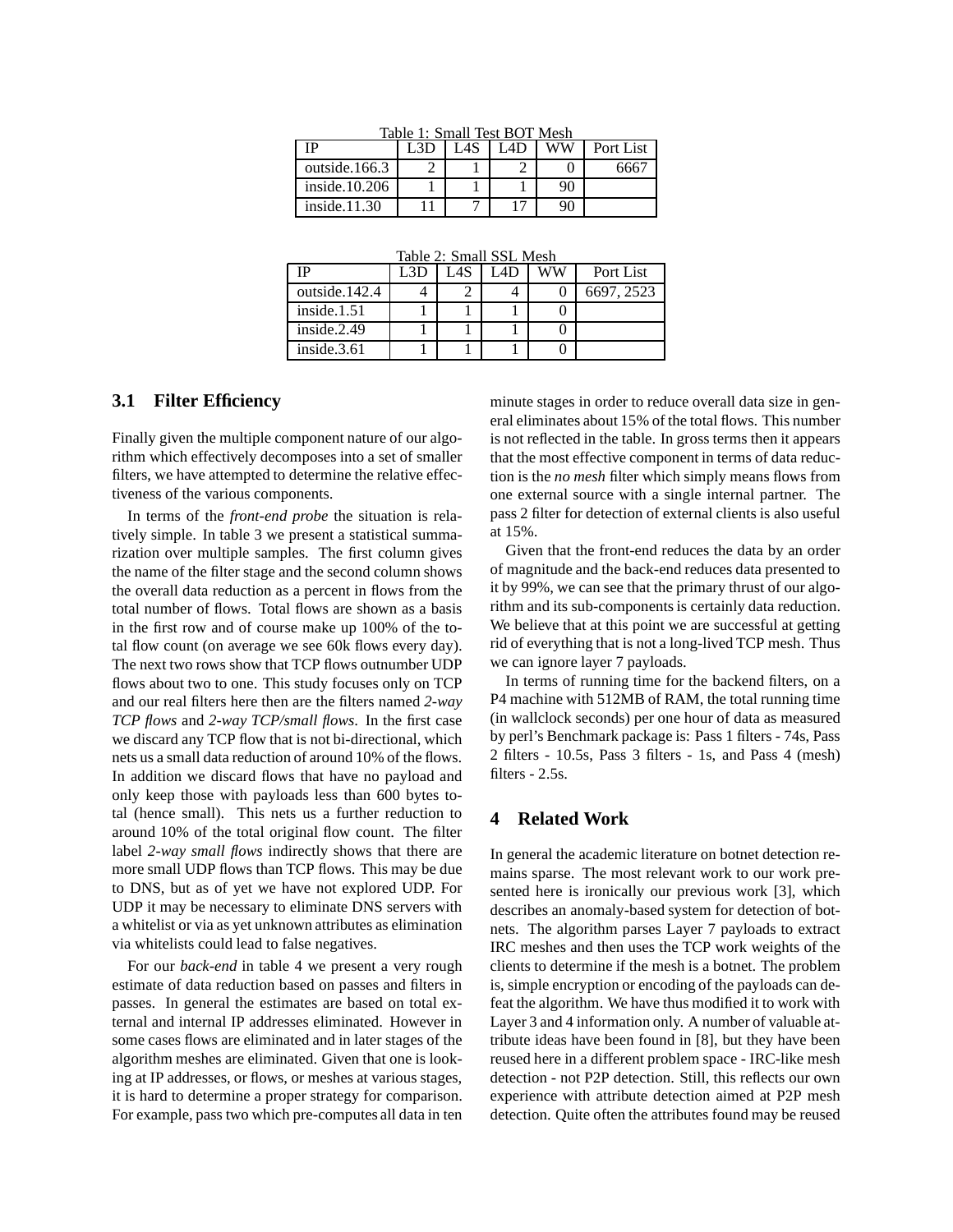Table 1: Small Test BOT Mesh

| IP | L3D | L4S | L4D | WW | Port List |
|---|---|---|---|---|---|
| outside.166.3 | 2 | 1 | 2 | 0 | 6667 |
| inside.10.206 | 1 | 1 | 1 | 90 | |
| inside.11.30 | 11 | 7 | 17 | 90 | |

Table 2: Small SSL Mesh

| IP | L3D | L4S | L4D | WW | Port List |
|---|---|---|---|---|---|
| outside.142.4 | 4 | 2 | 4 | 0 | 6697, 2523 |
| inside.1.51 | 1 | 1 | 1 | 0 | |
| inside.2.49 | 1 | 1 | 1 | 0 | |
| inside.3.61 | 1 | 1 | 1 | 0 | |

### 3.1 Filter Efficiency

Finally given the multiple component nature of our algorithm which effectively decomposes into a set of smaller filters, we have attempted to determine the relative effectiveness of the various components.

In terms of the *front-end probe* the situation is relatively simple. In table 3 we present a statistical summarization over multiple samples. The first column gives the name of the filter stage and the second column shows the overall data reduction as a percent in flows from the total number of flows. Total flows are shown as a basis in the first row and of course make up 100% of the total flow count (on average we see 60k flows every day). The next two rows show that TCP flows outnumber UDP flows about two to one. This study focuses only on TCP and our real filters here then are the filters named *2-way TCP flows* and *2-way TCP/small flows*. In the first case we discard any TCP flow that is not bi-directional, which nets us a small data reduction of around 10% of the flows. In addition we discard flows that have no payload and only keep those with payloads less than 600 bytes total (hence small). This nets us a further reduction to around 10% of the total original flow count. The filter label *2-way small flows* indirectly shows that there are more small UDP flows than TCP flows. This may be due to DNS, but as of yet we have not explored UDP. For UDP it may be necessary to eliminate DNS servers with a whitelist or via as yet unknown attributes as elimination via whitelists could lead to false negatives.

For our *back-end* in table 4 we present a very rough estimate of data reduction based on passes and filters in passes. In general the estimates are based on total external and internal IP addresses eliminated. However in some cases flows are eliminated and in later stages of the algorithm meshes are eliminated. Given that one is looking at IP addresses, or flows, or meshes at various stages, it is hard to determine a proper strategy for comparison. For example, pass two which pre-computes all data in ten minute stages in order to reduce overall data size in general eliminates about 15% of the total flows. This number is not reflected in the table. In gross terms then it appears that the most effective component in terms of data reduction is the *no mesh* filter which simply means flows from one external source with a single internal partner. The pass 2 filter for detection of external clients is also useful at 15%.

Given that the front-end reduces the data by an order of magnitude and the back-end reduces data presented to it by 99%, we can see that the primary thrust of our algorithm and its sub-components is certainly data reduction. We believe that at this point we are successful at getting rid of everything that is not a long-lived TCP mesh. Thus we can ignore layer 7 payloads.

In terms of running time for the backend filters, on a P4 machine with 512MB of RAM, the total running time (in wallclock seconds) per one hour of data as measured by perl's Benchmark package is: Pass 1 filters - 74s, Pass 2 filters - 10.5s, Pass 3 filters - 1s, and Pass 4 (mesh) filters - 2.5s.

## 4 Related Work

In general the academic literature on botnet detection remains sparse. The most relevant work to our work presented here is ironically our previous work [3], which describes an anomaly-based system for detection of botnets. The algorithm parses Layer 7 payloads to extract IRC meshes and then uses the TCP work weights of the clients to determine if the mesh is a botnet. The problem is, simple encryption or encoding of the payloads can defeat the algorithm. We have thus modified it to work with Layer 3 and 4 information only. A number of valuable attribute ideas have been found in [8], but they have been reused here in a different problem space - IRC-like mesh detection - not P2P detection. Still, this reflects our own experience with attribute detection aimed at P2P mesh detection. Quite often the attributes found may be reused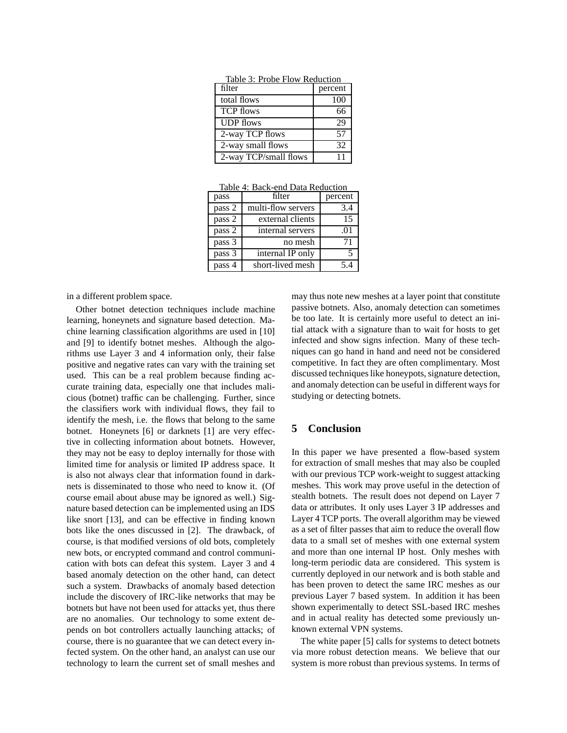Table 3: Probe Flow Reduction

| filter | percent |
| --- | --- |
| total flows | 100 |
| TCP flows | 66 |
| UDP flows | 29 |
| 2-way TCP flows | 57 |
| 2-way small flows | 32 |
| 2-way TCP/small flows | 11 |

Table 4: Back-end Data Reduction

| pass | filter | percent |
| --- | --- | --- |
| pass 2 | multi-flow servers | 3.4 |
| pass 2 | external clients | 15 |
| pass 2 | internal servers | .01 |
| pass 3 | no mesh | 71 |
| pass 3 | internal IP only | 5 |
| pass 4 | short-lived mesh | 5.4 |

in a different problem space.

Other botnet detection techniques include machine learning, honeynets and signature based detection. Machine learning classification algorithms are used in [10] and [9] to identify botnet meshes. Although the algorithms use Layer 3 and 4 information only, their false positive and negative rates can vary with the training set used. This can be a real problem because finding accurate training data, especially one that includes malicious (botnet) traffic can be challenging. Further, since the classifiers work with individual flows, they fail to identify the mesh, i.e. the flows that belong to the same botnet. Honeynets [6] or darknets [1] are very effective in collecting information about botnets. However, they may not be easy to deploy internally for those with limited time for analysis or limited IP address space. It is also not always clear that information found in darknets is disseminated to those who need to know it. (Of course email about abuse may be ignored as well.) Signature based detection can be implemented using an IDS like snort [13], and can be effective in finding known bots like the ones discussed in [2]. The drawback, of course, is that modified versions of old bots, completely new bots, or encrypted command and control communication with bots can defeat this system. Layer 3 and 4 based anomaly detection on the other hand, can detect such a system. Drawbacks of anomaly based detection include the discovery of IRC-like networks that may be botnets but have not been used for attacks yet, thus there are no anomalies. Our technology to some extent depends on bot controllers actually launching attacks; of course, there is no guarantee that we can detect every infected system. On the other hand, an analyst can use our technology to learn the current set of small meshes and may thus note new meshes at a layer point that constitute passive botnets. Also, anomaly detection can sometimes be too late. It is certainly more useful to detect an initial attack with a signature than to wait for hosts to get infected and show signs infection. Many of these techniques can go hand in hand and need not be considered competitive. In fact they are often complimentary. Most discussed techniques like honeypots, signature detection, and anomaly detection can be useful in different ways for studying or detecting botnets.

## 5 Conclusion

In this paper we have presented a flow-based system for extraction of small meshes that may also be coupled with our previous TCP work-weight to suggest attacking meshes. This work may prove useful in the detection of stealth botnets. The result does not depend on Layer 7 data or attributes. It only uses Layer 3 IP addresses and Layer 4 TCP ports. The overall algorithm may be viewed as a set of filter passes that aim to reduce the overall flow data to a small set of meshes with one external system and more than one internal IP host. Only meshes with long-term periodic data are considered. This system is currently deployed in our network and is both stable and has been proven to detect the same IRC meshes as our previous Layer 7 based system. In addition it has been shown experimentally to detect SSL-based IRC meshes and in actual reality has detected some previously unknown external VPN systems.

The white paper [5] calls for systems to detect botnets via more robust detection means. We believe that our system is more robust than previous systems. In terms of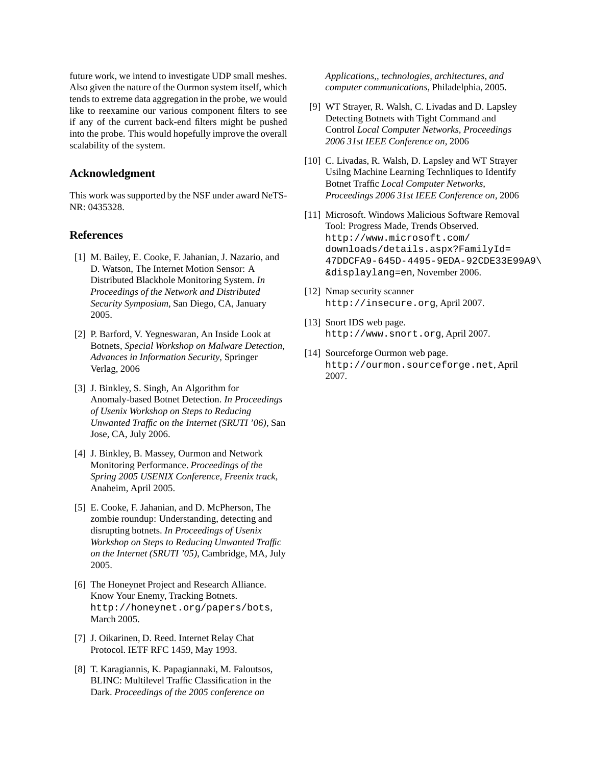future work, we intend to investigate UDP small meshes. Also given the nature of the Ourmon system itself, which tends to extreme data aggregation in the probe, we would like to reexamine our various component filters to see if any of the current back-end filters might be pushed into the probe. This would hopefully improve the overall scalability of the system.

## Acknowledgment

This work was supported by the NSF under award NeTS-NR: 0435328.

## References

[1] M. Bailey, E. Cooke, F. Jahanian, J. Nazario, and D. Watson, The Internet Motion Sensor: A Distributed Blackhole Monitoring System. *In Proceedings of the Network and Distributed Security Symposium*, San Diego, CA, January 2005.

[2] P. Barford, V. Yegneswaran, An Inside Look at Botnets, *Special Workshop on Malware Detection, Advances in Information Security*, Springer Verlag, 2006

[3] J. Binkley, S. Singh, An Algorithm for Anomaly-based Botnet Detection. *In Proceedings of Usenix Workshop on Steps to Reducing Unwanted Traffic on the Internet (SRUTI '06)*, San Jose, CA, July 2006.

[4] J. Binkley, B. Massey, Ourmon and Network Monitoring Performance. *Proceedings of the Spring 2005 USENIX Conference, Freenix track*, Anaheim, April 2005.

[5] E. Cooke, F. Jahanian, and D. McPherson, The zombie roundup: Understanding, detecting and disrupting botnets. *In Proceedings of Usenix Workshop on Steps to Reducing Unwanted Traffic on the Internet (SRUTI '05)*, Cambridge, MA, July 2005.

[6] The Honeynet Project and Research Alliance. Know Your Enemy, Tracking Botnets. `http://honeynet.org/papers/bots`, March 2005.

[7] J. Oikarinen, D. Reed. Internet Relay Chat Protocol. IETF RFC 1459, May 1993.

[8] T. Karagiannis, K. Papagiannaki, M. Faloutsos, BLINC: Multilevel Traffic Classification in the Dark. *Proceedings of the 2005 conference on Applications,, technologies, architectures, and computer communications*, Philadelphia, 2005.

[9] WT Strayer, R. Walsh, C. Livadas and D. Lapsley Detecting Botnets with Tight Command and Control *Local Computer Networks, Proceedings 2006 31st IEEE Conference on*, 2006

[10] C. Livadas, R. Walsh, D. Lapsley and WT Strayer Usilng Machine Learning Technliques to Identify Botnet Traffic *Local Computer Networks, Proceedings 2006 31st IEEE Conference on*, 2006

[11] Microsoft. Windows Malicious Software Removal Tool: Progress Made, Trends Observed. `http://www.microsoft.com/downloads/details.aspx?FamilyId=47DDCFA9-645D-4495-9EDA-92CDE33E99A9\&displaylang=en`, November 2006.

[12] Nmap security scanner `http://insecure.org`, April 2007.

[13] Snort IDS web page. `http://www.snort.org`, April 2007.

[14] Sourceforge Ourmon web page. `http://ourmon.sourceforge.net`, April 2007.